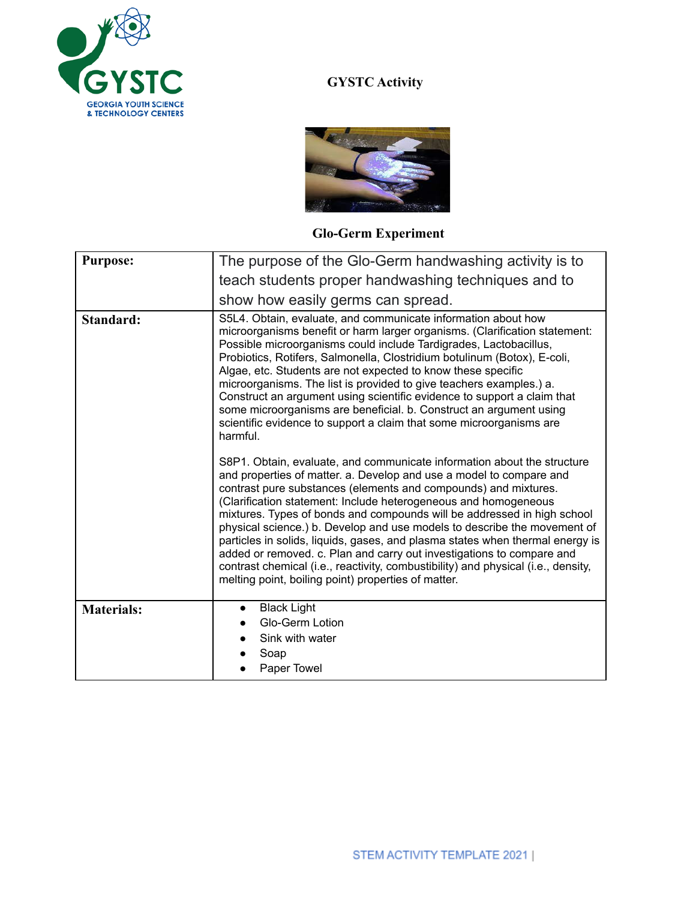# GYSTC Activity

## Glo-Germ Experiment

| | |
|---|---|
| **Purpose:** | The purpose of the Glo-Germ handwashing activity is to teach students proper handwashing techniques and to show how easily germs can spread. |
| **Standard:** | S5L4. Obtain, evaluate, and communicate information about how microorganisms benefit or harm larger organisms. (Clarification statement: Possible microorganisms could include Tardigrades, Lactobacillus, Probiotics, Rotifers, Salmonella, Clostridium botulinum (Botox), E-coli, Algae, etc. Students are not expected to know these specific microorganisms. The list is provided to give teachers examples.) a. Construct an argument using scientific evidence to support a claim that some microorganisms are beneficial. b. Construct an argument using scientific evidence to support a claim that some microorganisms are harmful.<br><br>S8P1. Obtain, evaluate, and communicate information about the structure and properties of matter. a. Develop and use a model to compare and contrast pure substances (elements and compounds) and mixtures. (Clarification statement: Include heterogeneous and homogeneous mixtures. Types of bonds and compounds will be addressed in high school physical science.) b. Develop and use models to describe the movement of particles in solids, liquids, gases, and plasma states when thermal energy is added or removed. c. Plan and carry out investigations to compare and contrast chemical (i.e., reactivity, combustibility) and physical (i.e., density, melting point, boiling point) properties of matter. |
| **Materials:** | • Black Light<br>• Glo-Germ Lotion<br>• Sink with water<br>• Soap<br>• Paper Towel |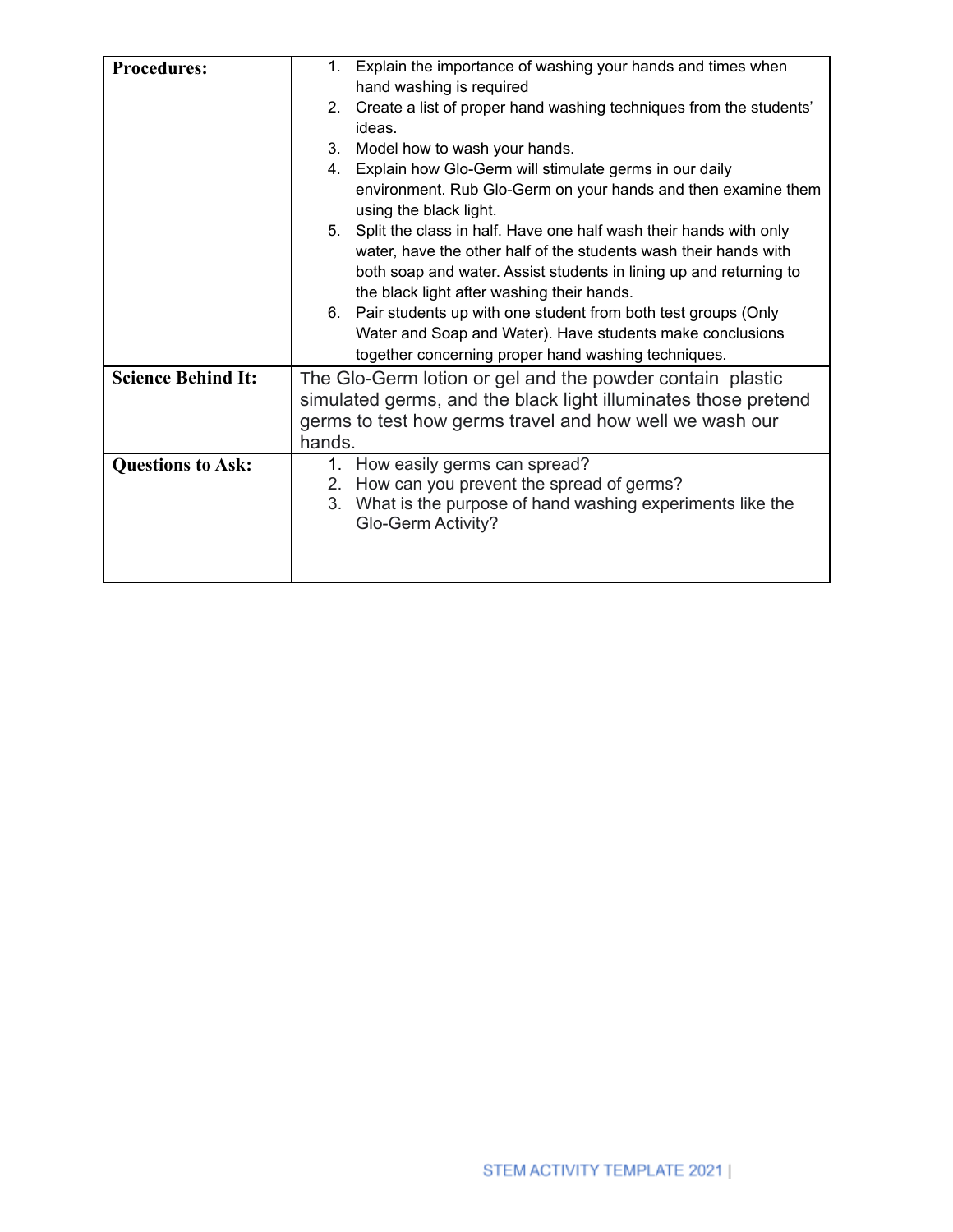| | |
|---|---|
| **Procedures:** | 1. Explain the importance of washing your hands and times when hand washing is required<br>2. Create a list of proper hand washing techniques from the students' ideas.<br>3. Model how to wash your hands.<br>4. Explain how Glo-Germ will stimulate germs in our daily environment. Rub Glo-Germ on your hands and then examine them using the black light.<br>5. Split the class in half. Have one half wash their hands with only water, have the other half of the students wash their hands with both soap and water. Assist students in lining up and returning to the black light after washing their hands.<br>6. Pair students up with one student from both test groups (Only Water and Soap and Water). Have students make conclusions together concerning proper hand washing techniques. |
| **Science Behind It:** | The Glo-Germ lotion or gel and the powder contain plastic simulated germs, and the black light illuminates those pretend germs to test how germs travel and how well we wash our hands. |
| **Questions to Ask:** | 1. How easily germs can spread?<br>2. How can you prevent the spread of germs?<br>3. What is the purpose of hand washing experiments like the Glo-Germ Activity? |